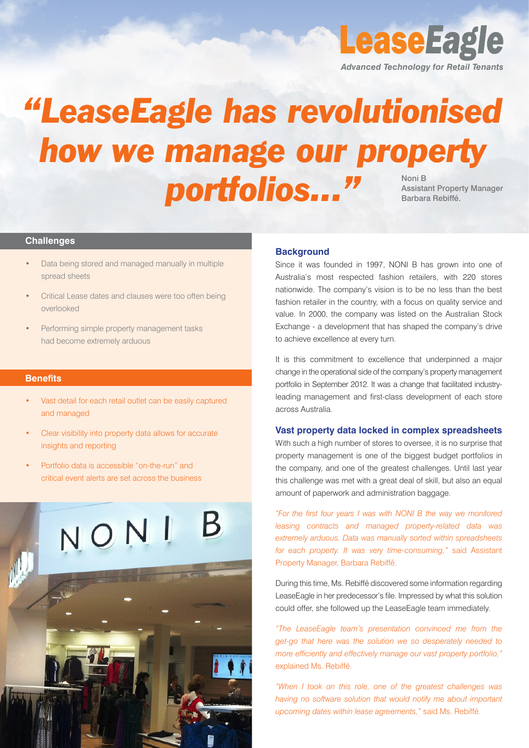# LeaseEagle

*Advanced Technology for Retail Tenants*

# *"LeaseEagle has revolutionised how we manage our property portfolios..."*

Noni B
Assistant Property Manager
Barbara Rebiffé.

## Challenges

- Data being stored and managed manually in multiple spread sheets
- Critical Lease dates and clauses were too often being overlooked
- Performing simple property management tasks had become extremely arduous

## Benefits

- Vast detail for each retail outlet can be easily captured and managed
- Clear visibility into property data allows for accurate insights and reporting
- Portfolio data is accessible "on-the-run" and critical event alerts are set across the business

### Background

Since it was founded in 1997, NONI B has grown into one of Australia's most respected fashion retailers, with 220 stores nationwide. The company's vision is to be no less than the best fashion retailer in the country, with a focus on quality service and value. In 2000, the company was listed on the Australian Stock Exchange - a development that has shaped the company's drive to achieve excellence at every turn.

It is this commitment to excellence that underpinned a major change in the operational side of the company's property management portfolio in September 2012. It was a change that facilitated industry-leading management and first-class development of each store across Australia.

### Vast property data locked in complex spreadsheets

With such a high number of stores to oversee, it is no surprise that property management is one of the biggest budget portfolios in the company, and one of the greatest challenges. Until last year this challenge was met with a great deal of skill, but also an equal amount of paperwork and administration baggage.

*"For the first four years I was with NONI B the way we monitored leasing contracts and managed property-related data was extremely arduous. Data was manually sorted within spreadsheets for each property. It was very time-consuming,"* said Assistant Property Manager, Barbara Rebiffé.

During this time, Ms. Rebiffé discovered some information regarding LeaseEagle in her predecessor's file. Impressed by what this solution could offer, she followed up the LeaseEagle team immediately.

*"The LeaseEagle team's presentation convinced me from the get-go that here was the solution we so desperately needed to more efficiently and effectively manage our vast property portfolio,"* explained Ms. Rebiffé.

*"When I took on this role, one of the greatest challenges was having no software solution that would notify me about important upcoming dates within lease agreements,"* said Ms. Rebiffé.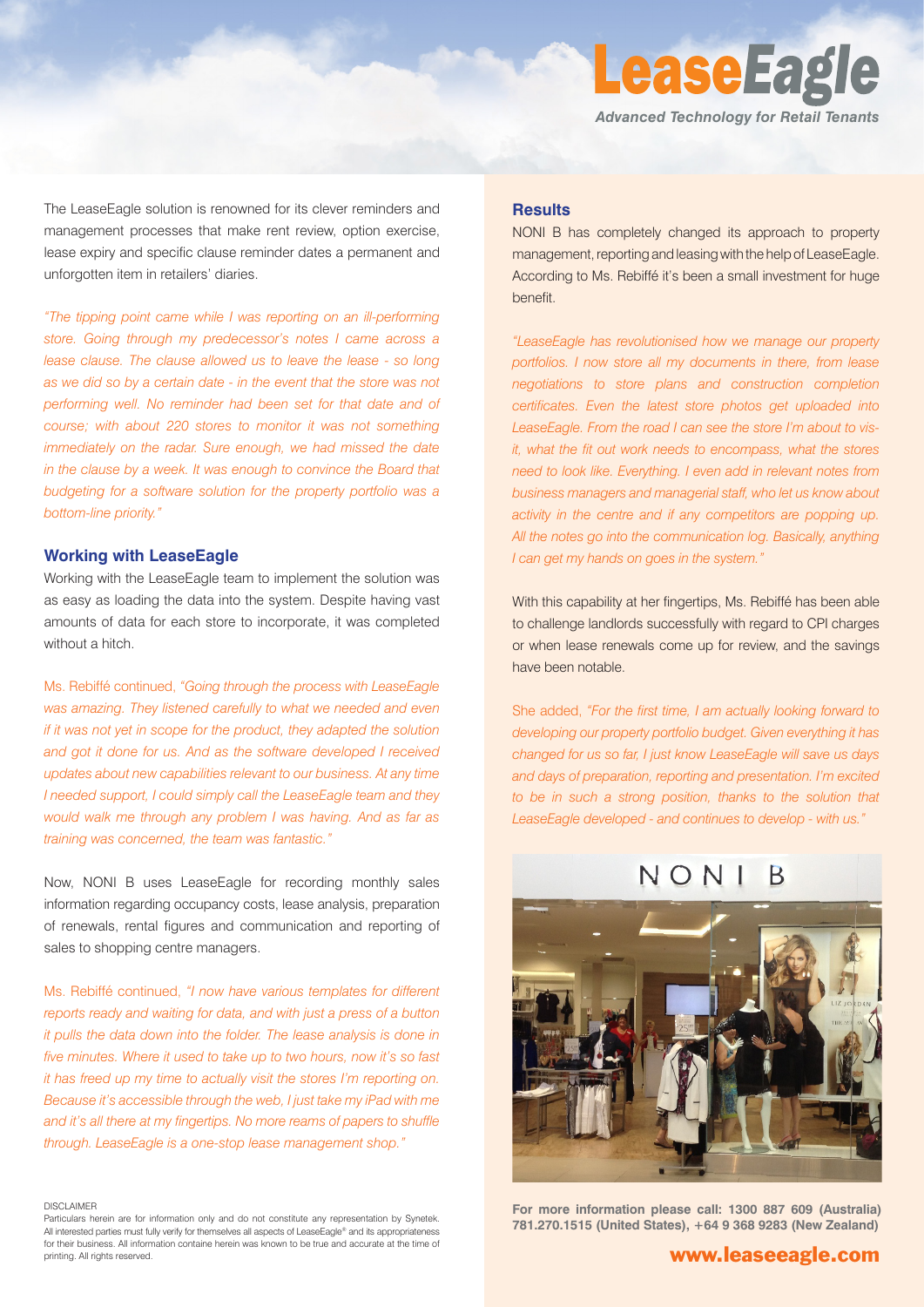# LeaseEagle

*Advanced Technology for Retail Tenants*

The LeaseEagle solution is renowned for its clever reminders and management processes that make rent review, option exercise, lease expiry and specific clause reminder dates a permanent and unforgotten item in retailers' diaries.

*"The tipping point came while I was reporting on an ill-performing store. Going through my predecessor's notes I came across a lease clause. The clause allowed us to leave the lease - so long as we did so by a certain date - in the event that the store was not performing well. No reminder had been set for that date and of course; with about 220 stores to monitor it was not something immediately on the radar. Sure enough, we had missed the date in the clause by a week. It was enough to convince the Board that budgeting for a software solution for the property portfolio was a bottom-line priority."*

## Working with LeaseEagle

Working with the LeaseEagle team to implement the solution was as easy as loading the data into the system. Despite having vast amounts of data for each store to incorporate, it was completed without a hitch.

Ms. Rebiffé continued, *"Going through the process with LeaseEagle was amazing. They listened carefully to what we needed and even if it was not yet in scope for the product, they adapted the solution and got it done for us. And as the software developed I received updates about new capabilities relevant to our business. At any time I needed support, I could simply call the LeaseEagle team and they would walk me through any problem I was having. And as far as training was concerned, the team was fantastic."*

Now, NONI B uses LeaseEagle for recording monthly sales information regarding occupancy costs, lease analysis, preparation of renewals, rental figures and communication and reporting of sales to shopping centre managers.

Ms. Rebiffé continued, *"I now have various templates for different reports ready and waiting for data, and with just a press of a button it pulls the data down into the folder. The lease analysis is done in five minutes. Where it used to take up to two hours, now it's so fast it has freed up my time to actually visit the stores I'm reporting on. Because it's accessible through the web, I just take my iPad with me and it's all there at my fingertips. No more reams of papers to shuffle through. LeaseEagle is a one-stop lease management shop."*

## Results

NONI B has completely changed its approach to property management, reporting and leasing with the help of LeaseEagle. According to Ms. Rebiffé it's been a small investment for huge benefit.

*"LeaseEagle has revolutionised how we manage our property portfolios. I now store all my documents in there, from lease negotiations to store plans and construction completion certificates. Even the latest store photos get uploaded into LeaseEagle. From the road I can see the store I'm about to visit, what the fit out work needs to encompass, what the stores need to look like. Everything. I even add in relevant notes from business managers and managerial staff, who let us know about activity in the centre and if any competitors are popping up. All the notes go into the communication log. Basically, anything I can get my hands on goes in the system."*

With this capability at her fingertips, Ms. Rebiffé has been able to challenge landlords successfully with regard to CPI charges or when lease renewals come up for review, and the savings have been notable.

She added, *"For the first time, I am actually looking forward to developing our property portfolio budget. Given everything it has changed for us so far, I just know LeaseEagle will save us days and days of preparation, reporting and presentation. I'm excited to be in such a strong position, thanks to the solution that LeaseEagle developed - and continues to develop - with us."*

**For more information please call: 1300 887 609 (Australia) 781.270.1515 (United States), +64 9 368 9283 (New Zealand)**

**www.leaseeagle.com**

DISCLAIMER
Particulars herein are for information only and do not constitute any representation by Synetek. All interested parties must fully verify for themselves all aspects of LeaseEagle® and its appropriateness for their business. All information containe herein was known to be true and accurate at the time of printing. All rights reserved.